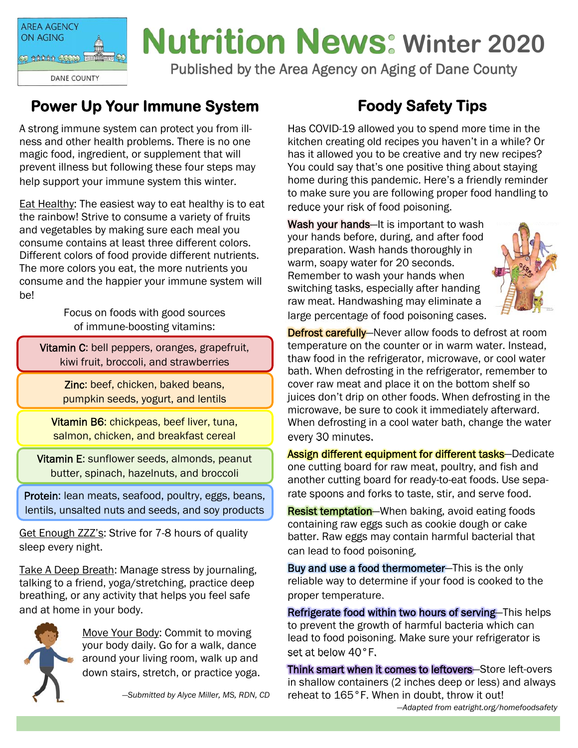AREA AGENCY ON AGING

DANE COUNTY

# Nutrition News: Winter 2020

Published by the Area Agency on Aging of Dane County

## Power Up Your Immune System

A strong immune system can protect you from illness and other health problems. There is no one magic food, ingredient, or supplement that will prevent illness but following these four steps may help support your immune system this winter.

Eat Healthy: The easiest way to eat healthy is to eat the rainbow! Strive to consume a variety of fruits and vegetables by making sure each meal you consume contains at least three different colors. Different colors of food provide different nutrients. The more colors you eat, the more nutrients you consume and the happier your immune system will be!

Focus on foods with good sources of immune-boosting vitamins:

**Vitamin C**: bell peppers, oranges, grapefruit, kiwi fruit, broccoli, and strawberries

**Zinc**: beef, chicken, baked beans, pumpkin seeds, yogurt, and lentils

**Vitamin B6**: chickpeas, beef liver, tuna, salmon, chicken, and breakfast cereal

**Vitamin E**: sunflower seeds, almonds, peanut butter, spinach, hazelnuts, and broccoli

**Protein**: lean meats, seafood, poultry, eggs, beans, lentils, unsalted nuts and seeds, and soy products

Get Enough ZZZ's: Strive for 7-8 hours of quality sleep every night.

Take A Deep Breath: Manage stress by journaling, talking to a friend, yoga/stretching, practice deep breathing, or any activity that helps you feel safe and at home in your body.

Move Your Body: Commit to moving your body daily. Go for a walk, dance around your living room, walk up and down stairs, stretch, or practice yoga.

*—Submitted by Alyce Miller, MS, RDN, CD*

## Foody Safety Tips

Has COVID-19 allowed you to spend more time in the kitchen creating old recipes you haven't in a while? Or has it allowed you to be creative and try new recipes? You could say that's one positive thing about staying home during this pandemic. Here's a friendly reminder to make sure you are following proper food handling to reduce your risk of food poisoning.

**Wash your hands**—It is important to wash your hands before, during, and after food preparation. Wash hands thoroughly in warm, soapy water for 20 seconds. Remember to wash your hands when switching tasks, especially after handing raw meat. Handwashing may eliminate a large percentage of food poisoning cases.

**Defrost carefully**—Never allow foods to defrost at room temperature on the counter or in warm water. Instead, thaw food in the refrigerator, microwave, or cool water bath. When defrosting in the refrigerator, remember to cover raw meat and place it on the bottom shelf so juices don't drip on other foods. When defrosting in the microwave, be sure to cook it immediately afterward. When defrosting in a cool water bath, change the water every 30 minutes.

**Assign different equipment for different tasks**—Dedicate one cutting board for raw meat, poultry, and fish and another cutting board for ready-to-eat foods. Use separate spoons and forks to taste, stir, and serve food.

**Resist temptation**—When baking, avoid eating foods containing raw eggs such as cookie dough or cake batter. Raw eggs may contain harmful bacterial that can lead to food poisoning.

**Buy and use a food thermometer**—This is the only reliable way to determine if your food is cooked to the proper temperature.

**Refrigerate food within two hours of serving**—This helps to prevent the growth of harmful bacteria which can lead to food poisoning. Make sure your refrigerator is set at below 40°F.

**Think smart when it comes to leftovers**—Store left-overs in shallow containers (2 inches deep or less) and always reheat to 165°F. When in doubt, throw it out!

*—Adapted from eatright.org/homefoodsafety*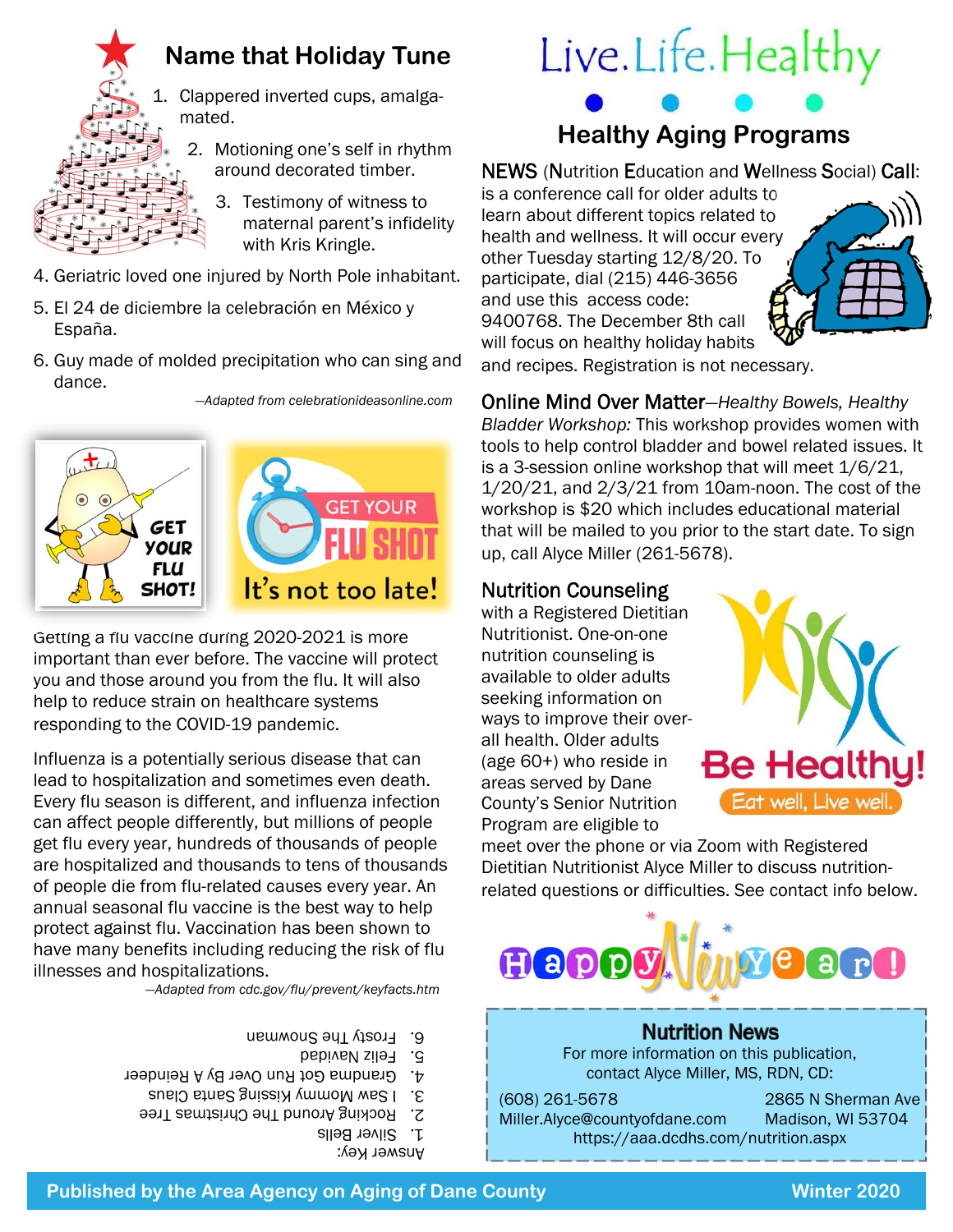## Name that Holiday Tune

1. Clappered inverted cups, amalgamated.
2. Motioning one's self in rhythm around decorated timber.
3. Testimony of witness to maternal parent's infidelity with Kris Kringle.
4. Geriatric loved one injured by North Pole inhabitant.
5. El 24 de diciembre la celebración en México y España.
6. Guy made of molded precipitation who can sing and dance.

*—Adapted from celebrationideasonline.com*

GET YOUR FLU SHOT!

GET YOUR FLU SHOT It's not too late!

Getting a flu vaccine during 2020-2021 is more important than ever before. The vaccine will protect you and those around you from the flu. It will also help to reduce strain on healthcare systems responding to the COVID-19 pandemic.

Influenza is a potentially serious disease that can lead to hospitalization and sometimes even death. Every flu season is different, and influenza infection can affect people differently, but millions of people get flu every year, hundreds of thousands of people are hospitalized and thousands to tens of thousands of people die from flu-related causes every year. An annual seasonal flu vaccine is the best way to help protect against flu. Vaccination has been shown to have many benefits including reducing the risk of flu illnesses and hospitalizations.

*—Adapted from cdc.gov/flu/prevent/keyfacts.htm*

Answer Key:
1. Silver Bells
2. Rocking Around The Christmas Tree
3. I Saw Mommy Kissing Santa Claus
4. Grandma Got Run Over By A Reindeer
5. Feliz Navidad
6. Frosty The Snowman

# Live.Life.Healthy

## Healthy Aging Programs

**NEWS** (**N**utrition **E**ducation and **W**ellness **S**ocial) **Call**: is a conference call for older adults to learn about different topics related to health and wellness. It will occur every other Tuesday starting 12/8/20. To participate, dial (215) 446-3656 and use this access code: 9400768. The December 8th call will focus on healthy holiday habits and recipes. Registration is not necessary.

**Online Mind Over Matter**—*Healthy Bowels, Healthy Bladder Workshop:* This workshop provides women with tools to help control bladder and bowel related issues. It is a 3-session online workshop that will meet 1/6/21, 1/20/21, and 2/3/21 from 10am-noon. The cost of the workshop is $20 which includes educational material that will be mailed to you prior to the start date. To sign up, call Alyce Miller (261-5678).

**Nutrition Counseling** with a Registered Dietitian Nutritionist. One-on-one nutrition counseling is available to older adults seeking information on ways to improve their overall health. Older adults (age 60+) who reside in areas served by Dane County's Senior Nutrition Program are eligible to meet over the phone or via Zoom with Registered Dietitian Nutritionist Alyce Miller to discuss nutrition-related questions or difficulties. See contact info below.

Be Healthy! Eat well, Live well.

Happy New Year!

### Nutrition News

For more information on this publication, contact Alyce Miller, MS, RDN, CD:

(608) 261-5678
Miller.Alyce@countyofdane.com
2865 N Sherman Ave
Madison, WI 53704
https://aaa.dcdhs.com/nutrition.aspx

**Published by the Area Agency on Aging of Dane County** — **Winter 2020**